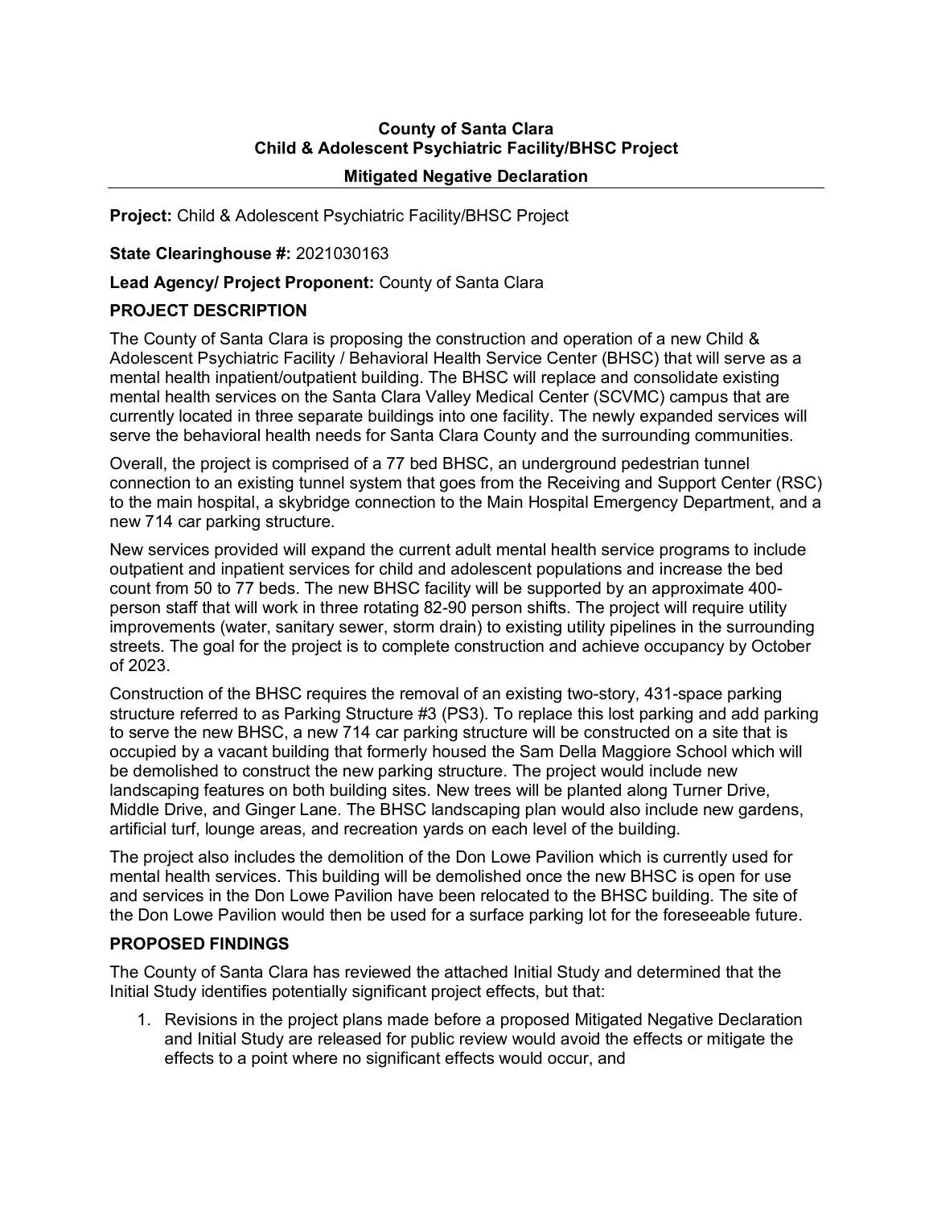**County of Santa Clara**
**Child & Adolescent Psychiatric Facility/BHSC Project**

**Mitigated Negative Declaration**

---

**Project:** Child & Adolescent Psychiatric Facility/BHSC Project

**State Clearinghouse #:** 2021030163

**Lead Agency/ Project Proponent:** County of Santa Clara

## PROJECT DESCRIPTION

The County of Santa Clara is proposing the construction and operation of a new Child & Adolescent Psychiatric Facility / Behavioral Health Service Center (BHSC) that will serve as a mental health inpatient/outpatient building. The BHSC will replace and consolidate existing mental health services on the Santa Clara Valley Medical Center (SCVMC) campus that are currently located in three separate buildings into one facility. The newly expanded services will serve the behavioral health needs for Santa Clara County and the surrounding communities.

Overall, the project is comprised of a 77 bed BHSC, an underground pedestrian tunnel connection to an existing tunnel system that goes from the Receiving and Support Center (RSC) to the main hospital, a skybridge connection to the Main Hospital Emergency Department, and a new 714 car parking structure.

New services provided will expand the current adult mental health service programs to include outpatient and inpatient services for child and adolescent populations and increase the bed count from 50 to 77 beds. The new BHSC facility will be supported by an approximate 400-person staff that will work in three rotating 82-90 person shifts. The project will require utility improvements (water, sanitary sewer, storm drain) to existing utility pipelines in the surrounding streets. The goal for the project is to complete construction and achieve occupancy by October of 2023.

Construction of the BHSC requires the removal of an existing two-story, 431-space parking structure referred to as Parking Structure #3 (PS3). To replace this lost parking and add parking to serve the new BHSC, a new 714 car parking structure will be constructed on a site that is occupied by a vacant building that formerly housed the Sam Della Maggiore School which will be demolished to construct the new parking structure. The project would include new landscaping features on both building sites. New trees will be planted along Turner Drive, Middle Drive, and Ginger Lane. The BHSC landscaping plan would also include new gardens, artificial turf, lounge areas, and recreation yards on each level of the building.

The project also includes the demolition of the Don Lowe Pavilion which is currently used for mental health services. This building will be demolished once the new BHSC is open for use and services in the Don Lowe Pavilion have been relocated to the BHSC building. The site of the Don Lowe Pavilion would then be used for a surface parking lot for the foreseeable future.

## PROPOSED FINDINGS

The County of Santa Clara has reviewed the attached Initial Study and determined that the Initial Study identifies potentially significant project effects, but that:

1. Revisions in the project plans made before a proposed Mitigated Negative Declaration and Initial Study are released for public review would avoid the effects or mitigate the effects to a point where no significant effects would occur, and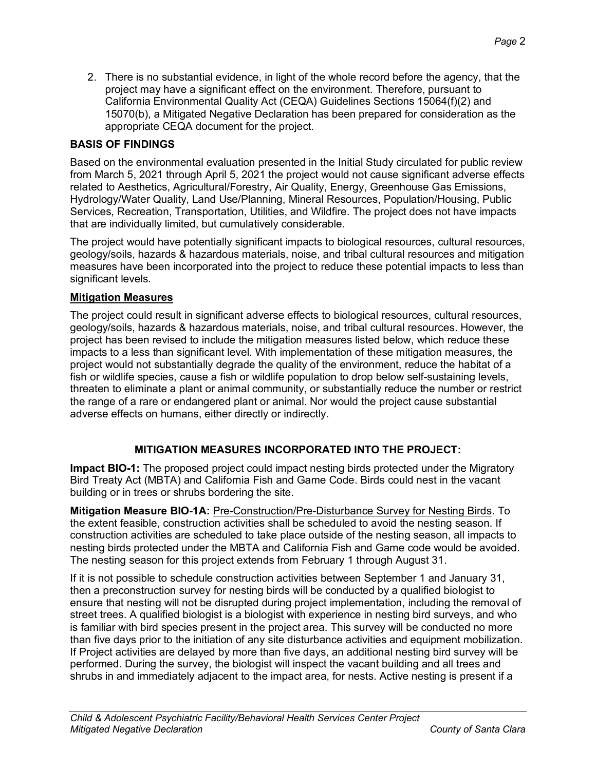2. There is no substantial evidence, in light of the whole record before the agency, that the project may have a significant effect on the environment. Therefore, pursuant to California Environmental Quality Act (CEQA) Guidelines Sections 15064(f)(2) and 15070(b), a Mitigated Negative Declaration has been prepared for consideration as the appropriate CEQA document for the project.

## BASIS OF FINDINGS

Based on the environmental evaluation presented in the Initial Study circulated for public review from March 5, 2021 through April 5, 2021 the project would not cause significant adverse effects related to Aesthetics, Agricultural/Forestry, Air Quality, Energy, Greenhouse Gas Emissions, Hydrology/Water Quality, Land Use/Planning, Mineral Resources, Population/Housing, Public Services, Recreation, Transportation, Utilities, and Wildfire. The project does not have impacts that are individually limited, but cumulatively considerable.

The project would have potentially significant impacts to biological resources, cultural resources, geology/soils, hazards & hazardous materials, noise, and tribal cultural resources and mitigation measures have been incorporated into the project to reduce these potential impacts to less than significant levels.

### Mitigation Measures

The project could result in significant adverse effects to biological resources, cultural resources, geology/soils, hazards & hazardous materials, noise, and tribal cultural resources. However, the project has been revised to include the mitigation measures listed below, which reduce these impacts to a less than significant level. With implementation of these mitigation measures, the project would not substantially degrade the quality of the environment, reduce the habitat of a fish or wildlife species, cause a fish or wildlife population to drop below self-sustaining levels, threaten to eliminate a plant or animal community, or substantially reduce the number or restrict the range of a rare or endangered plant or animal. Nor would the project cause substantial adverse effects on humans, either directly or indirectly.

## MITIGATION MEASURES INCORPORATED INTO THE PROJECT:

**Impact BIO-1:** The proposed project could impact nesting birds protected under the Migratory Bird Treaty Act (MBTA) and California Fish and Game Code. Birds could nest in the vacant building or in trees or shrubs bordering the site.

**Mitigation Measure BIO-1A:** Pre-Construction/Pre-Disturbance Survey for Nesting Birds. To the extent feasible, construction activities shall be scheduled to avoid the nesting season. If construction activities are scheduled to take place outside of the nesting season, all impacts to nesting birds protected under the MBTA and California Fish and Game code would be avoided. The nesting season for this project extends from February 1 through August 31.

If it is not possible to schedule construction activities between September 1 and January 31, then a preconstruction survey for nesting birds will be conducted by a qualified biologist to ensure that nesting will not be disrupted during project implementation, including the removal of street trees. A qualified biologist is a biologist with experience in nesting bird surveys, and who is familiar with bird species present in the project area. This survey will be conducted no more than five days prior to the initiation of any site disturbance activities and equipment mobilization. If Project activities are delayed by more than five days, an additional nesting bird survey will be performed. During the survey, the biologist will inspect the vacant building and all trees and shrubs in and immediately adjacent to the impact area, for nests. Active nesting is present if a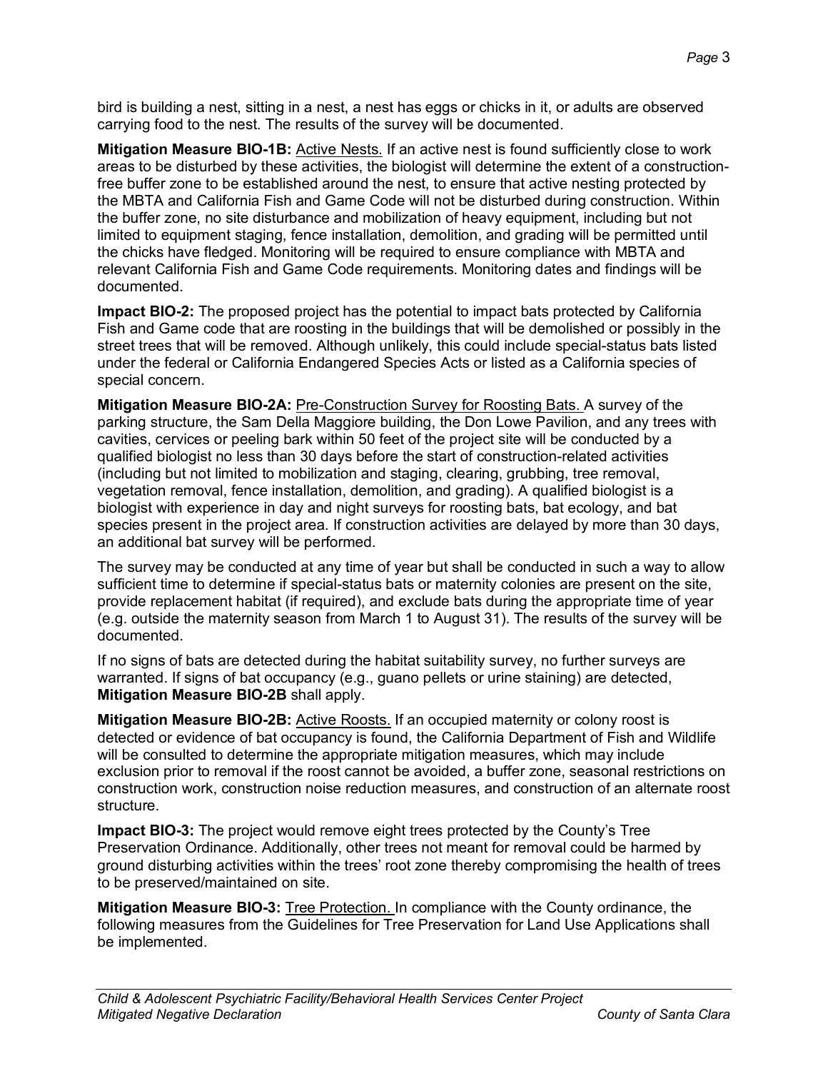bird is building a nest, sitting in a nest, a nest has eggs or chicks in it, or adults are observed carrying food to the nest. The results of the survey will be documented.

**Mitigation Measure BIO-1B:** Active Nests. If an active nest is found sufficiently close to work areas to be disturbed by these activities, the biologist will determine the extent of a construction-free buffer zone to be established around the nest, to ensure that active nesting protected by the MBTA and California Fish and Game Code will not be disturbed during construction. Within the buffer zone, no site disturbance and mobilization of heavy equipment, including but not limited to equipment staging, fence installation, demolition, and grading will be permitted until the chicks have fledged. Monitoring will be required to ensure compliance with MBTA and relevant California Fish and Game Code requirements. Monitoring dates and findings will be documented.

**Impact BIO-2:** The proposed project has the potential to impact bats protected by California Fish and Game code that are roosting in the buildings that will be demolished or possibly in the street trees that will be removed. Although unlikely, this could include special-status bats listed under the federal or California Endangered Species Acts or listed as a California species of special concern.

**Mitigation Measure BIO-2A:** Pre-Construction Survey for Roosting Bats. A survey of the parking structure, the Sam Della Maggiore building, the Don Lowe Pavilion, and any trees with cavities, services or peeling bark within 50 feet of the project site will be conducted by a qualified biologist no less than 30 days before the start of construction-related activities (including but not limited to mobilization and staging, clearing, grubbing, tree removal, vegetation removal, fence installation, demolition, and grading). A qualified biologist is a biologist with experience in day and night surveys for roosting bats, bat ecology, and bat species present in the project area. If construction activities are delayed by more than 30 days, an additional bat survey will be performed.

The survey may be conducted at any time of year but shall be conducted in such a way to allow sufficient time to determine if special-status bats or maternity colonies are present on the site, provide replacement habitat (if required), and exclude bats during the appropriate time of year (e.g. outside the maternity season from March 1 to August 31). The results of the survey will be documented.

If no signs of bats are detected during the habitat suitability survey, no further surveys are warranted. If signs of bat occupancy (e.g., guano pellets or urine staining) are detected, **Mitigation Measure BIO-2B** shall apply.

**Mitigation Measure BIO-2B:** Active Roosts. If an occupied maternity or colony roost is detected or evidence of bat occupancy is found, the California Department of Fish and Wildlife will be consulted to determine the appropriate mitigation measures, which may include exclusion prior to removal if the roost cannot be avoided, a buffer zone, seasonal restrictions on construction work, construction noise reduction measures, and construction of an alternate roost structure.

**Impact BIO-3:** The project would remove eight trees protected by the County's Tree Preservation Ordinance. Additionally, other trees not meant for removal could be harmed by ground disturbing activities within the trees' root zone thereby compromising the health of trees to be preserved/maintained on site.

**Mitigation Measure BIO-3:** Tree Protection. In compliance with the County ordinance, the following measures from the Guidelines for Tree Preservation for Land Use Applications shall be implemented.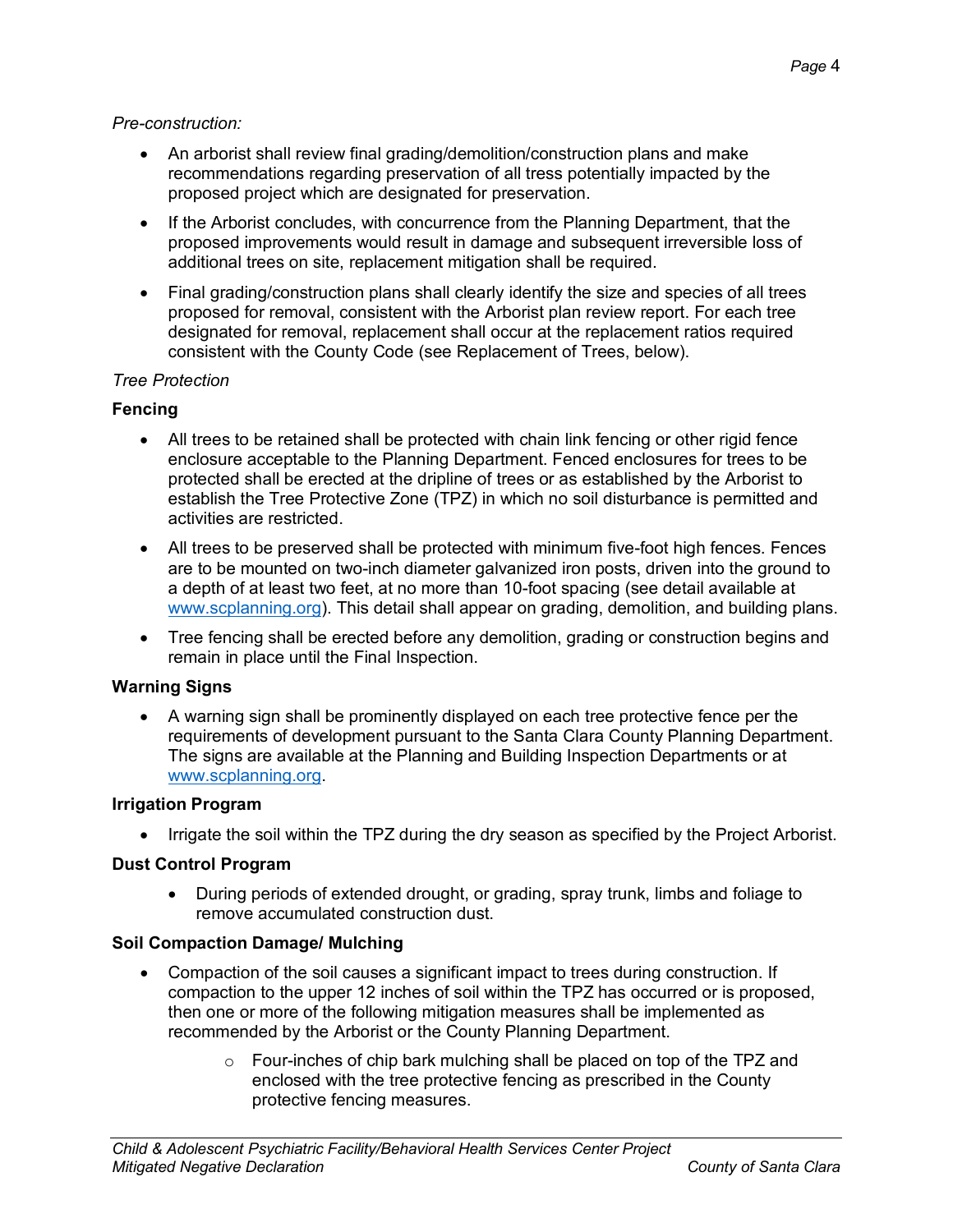*Pre-construction:*

- An arborist shall review final grading/demolition/construction plans and make recommendations regarding preservation of all tress potentially impacted by the proposed project which are designated for preservation.
- If the Arborist concludes, with concurrence from the Planning Department, that the proposed improvements would result in damage and subsequent irreversible loss of additional trees on site, replacement mitigation shall be required.
- Final grading/construction plans shall clearly identify the size and species of all trees proposed for removal, consistent with the Arborist plan review report. For each tree designated for removal, replacement shall occur at the replacement ratios required consistent with the County Code (see Replacement of Trees, below).

*Tree Protection*

**Fencing**

- All trees to be retained shall be protected with chain link fencing or other rigid fence enclosure acceptable to the Planning Department. Fenced enclosures for trees to be protected shall be erected at the dripline of trees or as established by the Arborist to establish the Tree Protective Zone (TPZ) in which no soil disturbance is permitted and activities are restricted.
- All trees to be preserved shall be protected with minimum five-foot high fences. Fences are to be mounted on two-inch diameter galvanized iron posts, driven into the ground to a depth of at least two feet, at no more than 10-foot spacing (see detail available at www.scplanning.org). This detail shall appear on grading, demolition, and building plans.
- Tree fencing shall be erected before any demolition, grading or construction begins and remain in place until the Final Inspection.

**Warning Signs**

- A warning sign shall be prominently displayed on each tree protective fence per the requirements of development pursuant to the Santa Clara County Planning Department. The signs are available at the Planning and Building Inspection Departments or at www.scplanning.org.

**Irrigation Program**

- Irrigate the soil within the TPZ during the dry season as specified by the Project Arborist.

**Dust Control Program**

- During periods of extended drought, or grading, spray trunk, limbs and foliage to remove accumulated construction dust.

**Soil Compaction Damage/ Mulching**

- Compaction of the soil causes a significant impact to trees during construction. If compaction to the upper 12 inches of soil within the TPZ has occurred or is proposed, then one or more of the following mitigation measures shall be implemented as recommended by the Arborist or the County Planning Department.
  - Four-inches of chip bark mulching shall be placed on top of the TPZ and enclosed with the tree protective fencing as prescribed in the County protective fencing measures.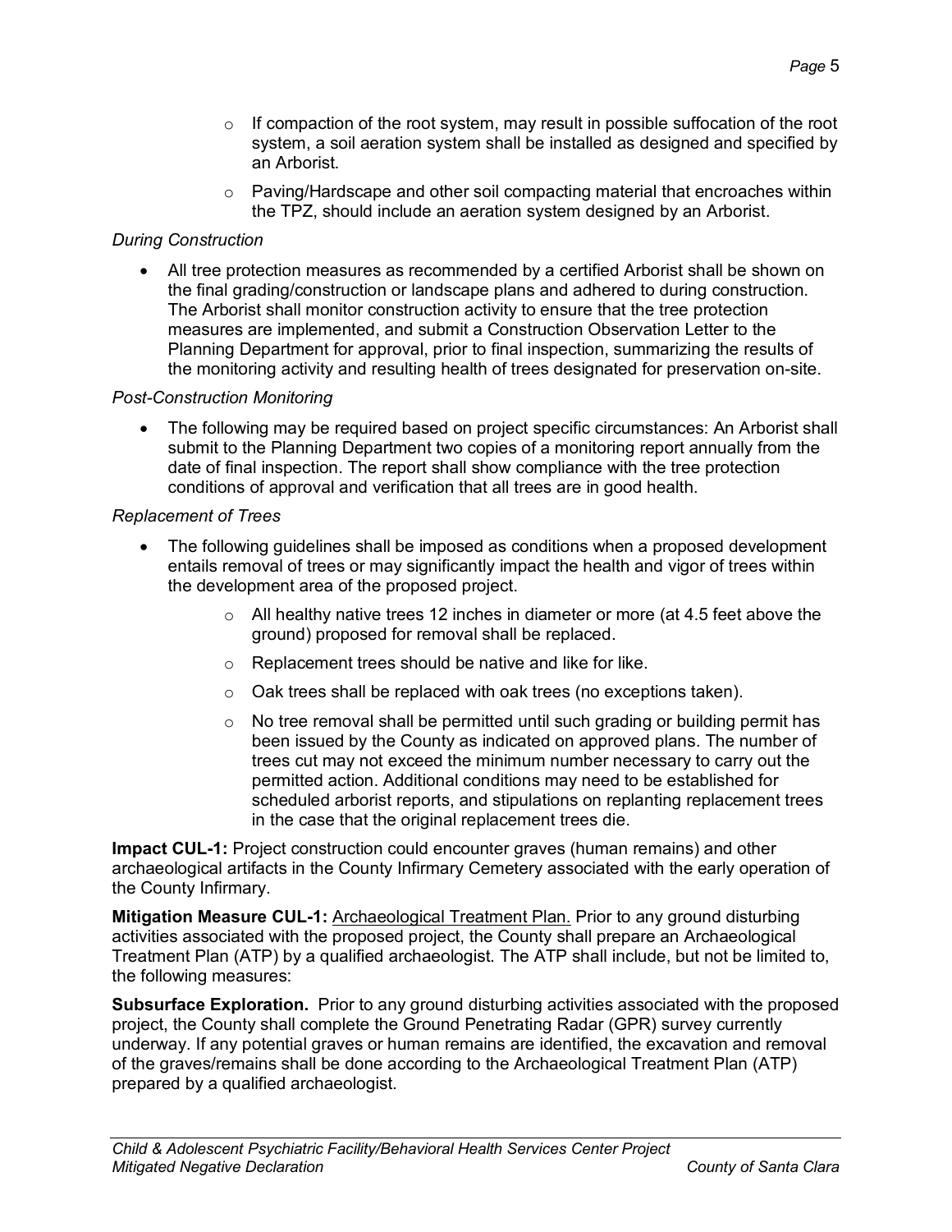- If compaction of the root system, may result in possible suffocation of the root system, a soil aeration system shall be installed as designed and specified by an Arborist.
    - Paving/Hardscape and other soil compacting material that encroaches within the TPZ, should include an aeration system designed by an Arborist.

*During Construction*

- All tree protection measures as recommended by a certified Arborist shall be shown on the final grading/construction or landscape plans and adhered to during construction. The Arborist shall monitor construction activity to ensure that the tree protection measures are implemented, and submit a Construction Observation Letter to the Planning Department for approval, prior to final inspection, summarizing the results of the monitoring activity and resulting health of trees designated for preservation on-site.

*Post-Construction Monitoring*

- The following may be required based on project specific circumstances: An Arborist shall submit to the Planning Department two copies of a monitoring report annually from the date of final inspection. The report shall show compliance with the tree protection conditions of approval and verification that all trees are in good health.

*Replacement of Trees*

- The following guidelines shall be imposed as conditions when a proposed development entails removal of trees or may significantly impact the health and vigor of trees within the development area of the proposed project.
    - All healthy native trees 12 inches in diameter or more (at 4.5 feet above the ground) proposed for removal shall be replaced.
    - Replacement trees should be native and like for like.
    - Oak trees shall be replaced with oak trees (no exceptions taken).
    - No tree removal shall be permitted until such grading or building permit has been issued by the County as indicated on approved plans. The number of trees cut may not exceed the minimum number necessary to carry out the permitted action. Additional conditions may need to be established for scheduled arborist reports, and stipulations on replanting replacement trees in the case that the original replacement trees die.

**Impact CUL-1:** Project construction could encounter graves (human remains) and other archaeological artifacts in the County Infirmary Cemetery associated with the early operation of the County Infirmary.

**Mitigation Measure CUL-1:** Archaeological Treatment Plan. Prior to any ground disturbing activities associated with the proposed project, the County shall prepare an Archaeological Treatment Plan (ATP) by a qualified archaeologist. The ATP shall include, but not be limited to, the following measures:

**Subsurface Exploration.** Prior to any ground disturbing activities associated with the proposed project, the County shall complete the Ground Penetrating Radar (GPR) survey currently underway. If any potential graves or human remains are identified, the excavation and removal of the graves/remains shall be done according to the Archaeological Treatment Plan (ATP) prepared by a qualified archaeologist.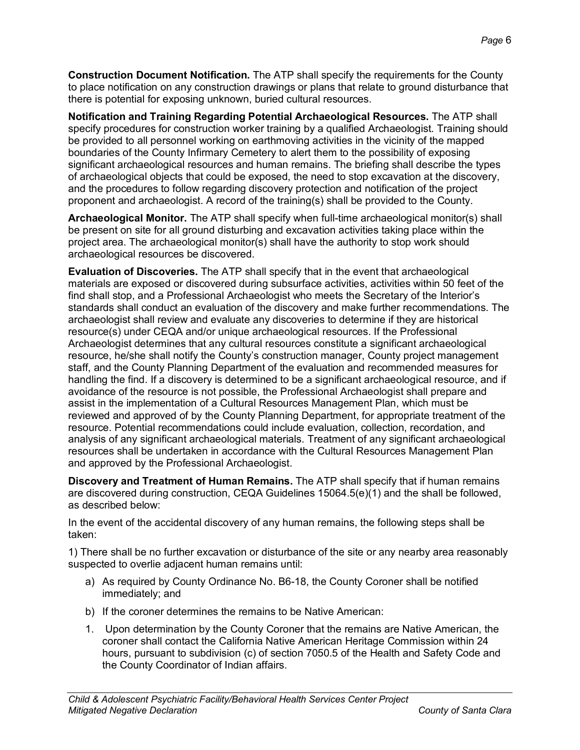**Construction Document Notification.** The ATP shall specify the requirements for the County to place notification on any construction drawings or plans that relate to ground disturbance that there is potential for exposing unknown, buried cultural resources.

**Notification and Training Regarding Potential Archaeological Resources.** The ATP shall specify procedures for construction worker training by a qualified Archaeologist. Training should be provided to all personnel working on earthmoving activities in the vicinity of the mapped boundaries of the County Infirmary Cemetery to alert them to the possibility of exposing significant archaeological resources and human remains. The briefing shall describe the types of archaeological objects that could be exposed, the need to stop excavation at the discovery, and the procedures to follow regarding discovery protection and notification of the project proponent and archaeologist. A record of the training(s) shall be provided to the County.

**Archaeological Monitor.** The ATP shall specify when full-time archaeological monitor(s) shall be present on site for all ground disturbing and excavation activities taking place within the project area. The archaeological monitor(s) shall have the authority to stop work should archaeological resources be discovered.

**Evaluation of Discoveries.** The ATP shall specify that in the event that archaeological materials are exposed or discovered during subsurface activities, activities within 50 feet of the find shall stop, and a Professional Archaeologist who meets the Secretary of the Interior's standards shall conduct an evaluation of the discovery and make further recommendations. The archaeologist shall review and evaluate any discoveries to determine if they are historical resource(s) under CEQA and/or unique archaeological resources. If the Professional Archaeologist determines that any cultural resources constitute a significant archaeological resource, he/she shall notify the County's construction manager, County project management staff, and the County Planning Department of the evaluation and recommended measures for handling the find. If a discovery is determined to be a significant archaeological resource, and if avoidance of the resource is not possible, the Professional Archaeologist shall prepare and assist in the implementation of a Cultural Resources Management Plan, which must be reviewed and approved of by the County Planning Department, for appropriate treatment of the resource. Potential recommendations could include evaluation, collection, recordation, and analysis of any significant archaeological materials. Treatment of any significant archaeological resources shall be undertaken in accordance with the Cultural Resources Management Plan and approved by the Professional Archaeologist.

**Discovery and Treatment of Human Remains.** The ATP shall specify that if human remains are discovered during construction, CEQA Guidelines 15064.5(e)(1) and the shall be followed, as described below:

In the event of the accidental discovery of any human remains, the following steps shall be taken:

1) There shall be no further excavation or disturbance of the site or any nearby area reasonably suspected to overlie adjacent human remains until:

a) As required by County Ordinance No. B6-18, the County Coroner shall be notified immediately; and

b) If the coroner determines the remains to be Native American:

1. Upon determination by the County Coroner that the remains are Native American, the coroner shall contact the California Native American Heritage Commission within 24 hours, pursuant to subdivision (c) of section 7050.5 of the Health and Safety Code and the County Coordinator of Indian affairs.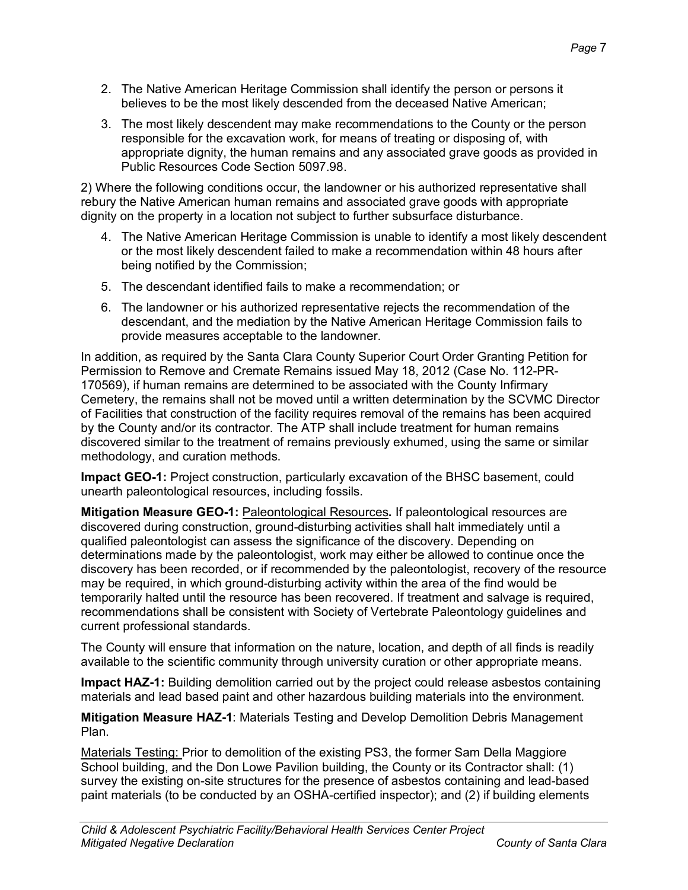2. The Native American Heritage Commission shall identify the person or persons it believes to be the most likely descended from the deceased Native American;
3. The most likely descendent may make recommendations to the County or the person responsible for the excavation work, for means of treating or disposing of, with appropriate dignity, the human remains and any associated grave goods as provided in Public Resources Code Section 5097.98.

2) Where the following conditions occur, the landowner or his authorized representative shall rebury the Native American human remains and associated grave goods with appropriate dignity on the property in a location not subject to further subsurface disturbance.

4. The Native American Heritage Commission is unable to identify a most likely descendent or the most likely descendent failed to make a recommendation within 48 hours after being notified by the Commission;
5. The descendant identified fails to make a recommendation; or
6. The landowner or his authorized representative rejects the recommendation of the descendant, and the mediation by the Native American Heritage Commission fails to provide measures acceptable to the landowner.

In addition, as required by the Santa Clara County Superior Court Order Granting Petition for Permission to Remove and Cremate Remains issued May 18, 2012 (Case No. 112-PR-170569), if human remains are determined to be associated with the County Infirmary Cemetery, the remains shall not be moved until a written determination by the SCVMC Director of Facilities that construction of the facility requires removal of the remains has been acquired by the County and/or its contractor. The ATP shall include treatment for human remains discovered similar to the treatment of remains previously exhumed, using the same or similar methodology, and curation methods.

**Impact GEO-1:** Project construction, particularly excavation of the BHSC basement, could unearth paleontological resources, including fossils.

**Mitigation Measure GEO-1:** Paleontological Resources**.** If paleontological resources are discovered during construction, ground-disturbing activities shall halt immediately until a qualified paleontologist can assess the significance of the discovery. Depending on determinations made by the paleontologist, work may either be allowed to continue once the discovery has been recorded, or if recommended by the paleontologist, recovery of the resource may be required, in which ground-disturbing activity within the area of the find would be temporarily halted until the resource has been recovered. If treatment and salvage is required, recommendations shall be consistent with Society of Vertebrate Paleontology guidelines and current professional standards.

The County will ensure that information on the nature, location, and depth of all finds is readily available to the scientific community through university curation or other appropriate means.

**Impact HAZ-1:** Building demolition carried out by the project could release asbestos containing materials and lead based paint and other hazardous building materials into the environment.

**Mitigation Measure HAZ-1**: Materials Testing and Develop Demolition Debris Management Plan.

Materials Testing: Prior to demolition of the existing PS3, the former Sam Della Maggiore School building, and the Don Lowe Pavilion building, the County or its Contractor shall: (1) survey the existing on-site structures for the presence of asbestos containing and lead-based paint materials (to be conducted by an OSHA-certified inspector); and (2) if building elements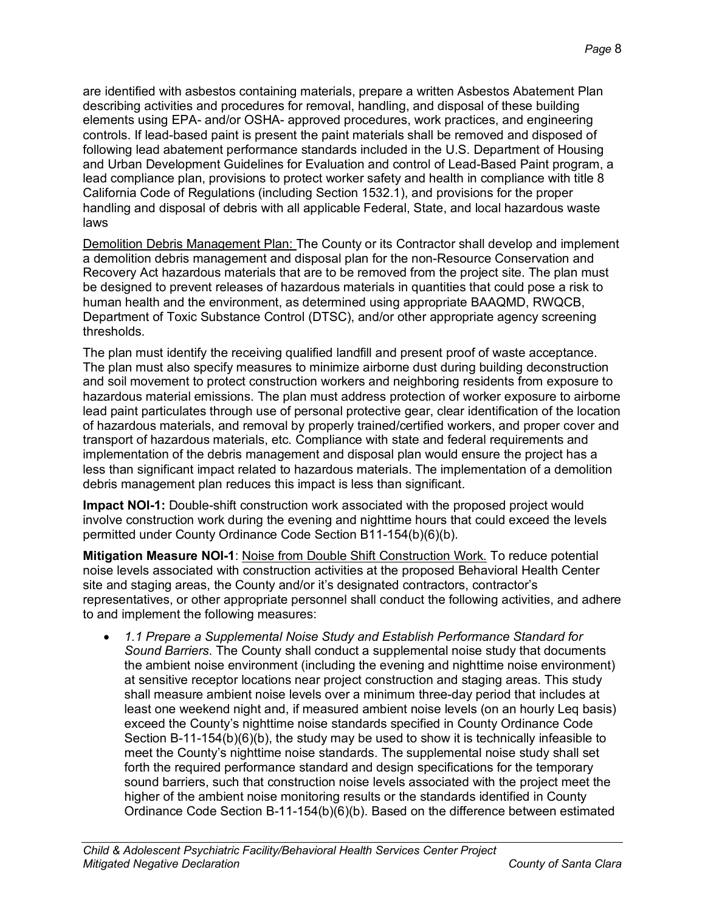are identified with asbestos containing materials, prepare a written Asbestos Abatement Plan describing activities and procedures for removal, handling, and disposal of these building elements using EPA- and/or OSHA- approved procedures, work practices, and engineering controls. If lead-based paint is present the paint materials shall be removed and disposed of following lead abatement performance standards included in the U.S. Department of Housing and Urban Development Guidelines for Evaluation and control of Lead-Based Paint program, a lead compliance plan, provisions to protect worker safety and health in compliance with title 8 California Code of Regulations (including Section 1532.1), and provisions for the proper handling and disposal of debris with all applicable Federal, State, and local hazardous waste laws

Demolition Debris Management Plan: The County or its Contractor shall develop and implement a demolition debris management and disposal plan for the non-Resource Conservation and Recovery Act hazardous materials that are to be removed from the project site. The plan must be designed to prevent releases of hazardous materials in quantities that could pose a risk to human health and the environment, as determined using appropriate BAAQMD, RWQCB, Department of Toxic Substance Control (DTSC), and/or other appropriate agency screening thresholds.

The plan must identify the receiving qualified landfill and present proof of waste acceptance. The plan must also specify measures to minimize airborne dust during building deconstruction and soil movement to protect construction workers and neighboring residents from exposure to hazardous material emissions. The plan must address protection of worker exposure to airborne lead paint particulates through use of personal protective gear, clear identification of the location of hazardous materials, and removal by properly trained/certified workers, and proper cover and transport of hazardous materials, etc. Compliance with state and federal requirements and implementation of the debris management and disposal plan would ensure the project has a less than significant impact related to hazardous materials. The implementation of a demolition debris management plan reduces this impact is less than significant.

**Impact NOI-1:** Double-shift construction work associated with the proposed project would involve construction work during the evening and nighttime hours that could exceed the levels permitted under County Ordinance Code Section B11-154(b)(6)(b).

**Mitigation Measure NOI-1**: Noise from Double Shift Construction Work. To reduce potential noise levels associated with construction activities at the proposed Behavioral Health Center site and staging areas, the County and/or it's designated contractors, contractor's representatives, or other appropriate personnel shall conduct the following activities, and adhere to and implement the following measures:

- *1.1 Prepare a Supplemental Noise Study and Establish Performance Standard for Sound Barriers*. The County shall conduct a supplemental noise study that documents the ambient noise environment (including the evening and nighttime noise environment) at sensitive receptor locations near project construction and staging areas. This study shall measure ambient noise levels over a minimum three-day period that includes at least one weekend night and, if measured ambient noise levels (on an hourly Leq basis) exceed the County's nighttime noise standards specified in County Ordinance Code Section B-11-154(b)(6)(b), the study may be used to show it is technically infeasible to meet the County's nighttime noise standards. The supplemental noise study shall set forth the required performance standard and design specifications for the temporary sound barriers, such that construction noise levels associated with the project meet the higher of the ambient noise monitoring results or the standards identified in County Ordinance Code Section B-11-154(b)(6)(b). Based on the difference between estimated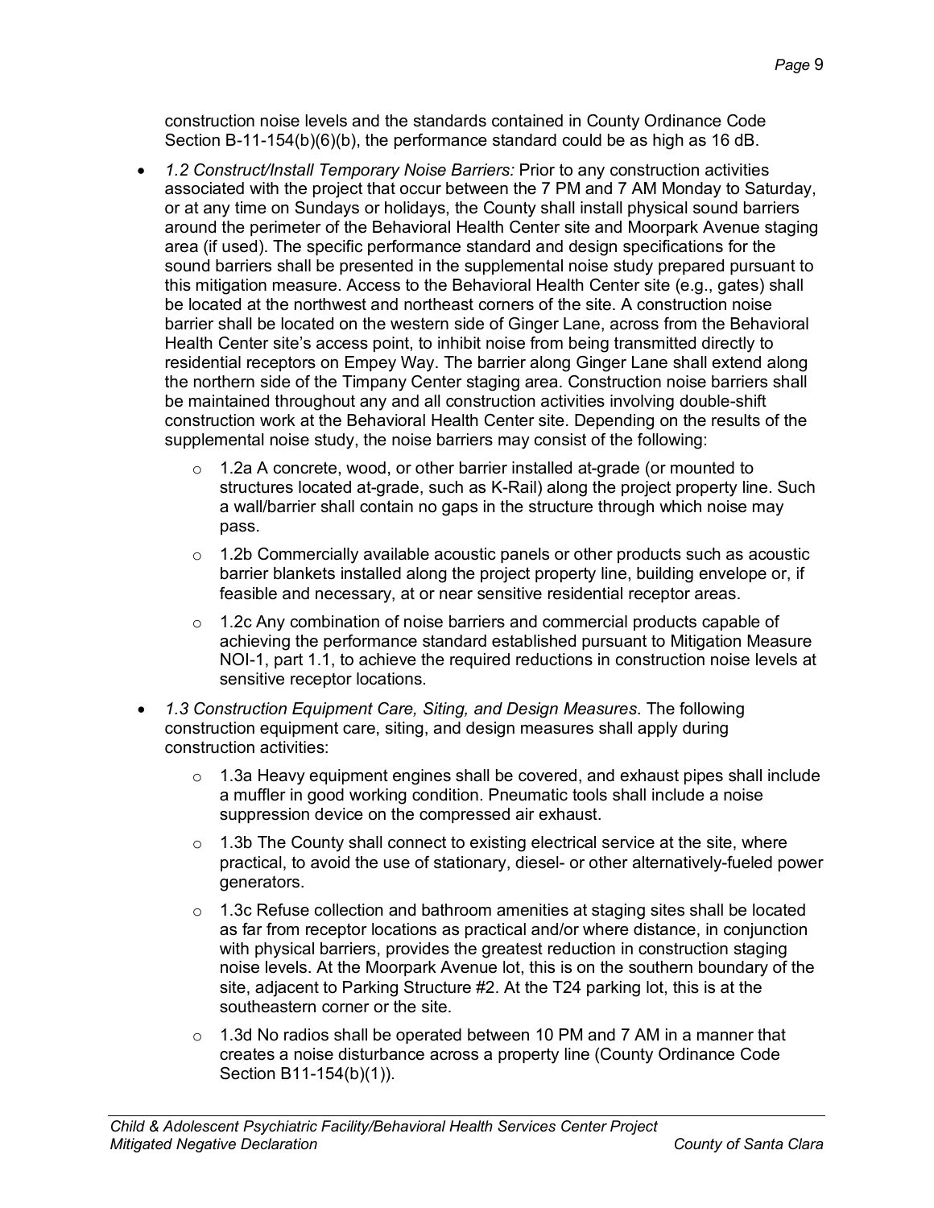construction noise levels and the standards contained in County Ordinance Code Section B-11-154(b)(6)(b), the performance standard could be as high as 16 dB.

- *1.2 Construct/Install Temporary Noise Barriers:* Prior to any construction activities associated with the project that occur between the 7 PM and 7 AM Monday to Saturday, or at any time on Sundays or holidays, the County shall install physical sound barriers around the perimeter of the Behavioral Health Center site and Moorpark Avenue staging area (if used). The specific performance standard and design specifications for the sound barriers shall be presented in the supplemental noise study prepared pursuant to this mitigation measure. Access to the Behavioral Health Center site (e.g., gates) shall be located at the northwest and northeast corners of the site. A construction noise barrier shall be located on the western side of Ginger Lane, across from the Behavioral Health Center site's access point, to inhibit noise from being transmitted directly to residential receptors on Empey Way. The barrier along Ginger Lane shall extend along the northern side of the Timpany Center staging area. Construction noise barriers shall be maintained throughout any and all construction activities involving double-shift construction work at the Behavioral Health Center site. Depending on the results of the supplemental noise study, the noise barriers may consist of the following:
  - 1.2a A concrete, wood, or other barrier installed at-grade (or mounted to structures located at-grade, such as K-Rail) along the project property line. Such a wall/barrier shall contain no gaps in the structure through which noise may pass.
  - 1.2b Commercially available acoustic panels or other products such as acoustic barrier blankets installed along the project property line, building envelope or, if feasible and necessary, at or near sensitive residential receptor areas.
  - 1.2c Any combination of noise barriers and commercial products capable of achieving the performance standard established pursuant to Mitigation Measure NOI-1, part 1.1, to achieve the required reductions in construction noise levels at sensitive receptor locations.
- *1.3 Construction Equipment Care, Siting, and Design Measures*. The following construction equipment care, siting, and design measures shall apply during construction activities:
  - 1.3a Heavy equipment engines shall be covered, and exhaust pipes shall include a muffler in good working condition. Pneumatic tools shall include a noise suppression device on the compressed air exhaust.
  - 1.3b The County shall connect to existing electrical service at the site, where practical, to avoid the use of stationary, diesel- or other alternatively-fueled power generators.
  - 1.3c Refuse collection and bathroom amenities at staging sites shall be located as far from receptor locations as practical and/or where distance, in conjunction with physical barriers, provides the greatest reduction in construction staging noise levels. At the Moorpark Avenue lot, this is on the southern boundary of the site, adjacent to Parking Structure #2. At the T24 parking lot, this is at the southeastern corner or the site.
  - 1.3d No radios shall be operated between 10 PM and 7 AM in a manner that creates a noise disturbance across a property line (County Ordinance Code Section B11-154(b)(1)).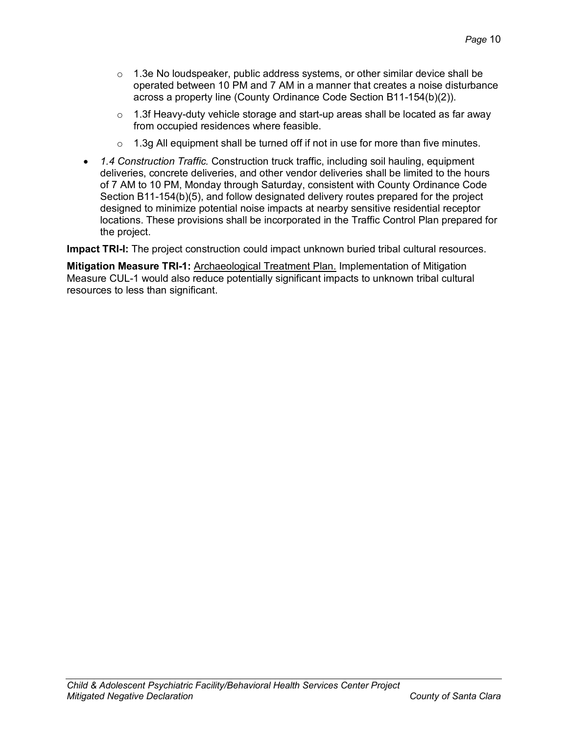- 1.3e No loudspeaker, public address systems, or other similar device shall be operated between 10 PM and 7 AM in a manner that creates a noise disturbance across a property line (County Ordinance Code Section B11-154(b)(2)).
  - 1.3f Heavy-duty vehicle storage and start-up areas shall be located as far away from occupied residences where feasible.
  - 1.3g All equipment shall be turned off if not in use for more than five minutes.
- *1.4 Construction Traffic.* Construction truck traffic, including soil hauling, equipment deliveries, concrete deliveries, and other vendor deliveries shall be limited to the hours of 7 AM to 10 PM, Monday through Saturday, consistent with County Ordinance Code Section B11-154(b)(5), and follow designated delivery routes prepared for the project designed to minimize potential noise impacts at nearby sensitive residential receptor locations. These provisions shall be incorporated in the Traffic Control Plan prepared for the project.

**Impact TRI-I:** The project construction could impact unknown buried tribal cultural resources.

**Mitigation Measure TRI-1:** <u>Archaeological Treatment Plan.</u> Implementation of Mitigation Measure CUL-1 would also reduce potentially significant impacts to unknown tribal cultural resources to less than significant.